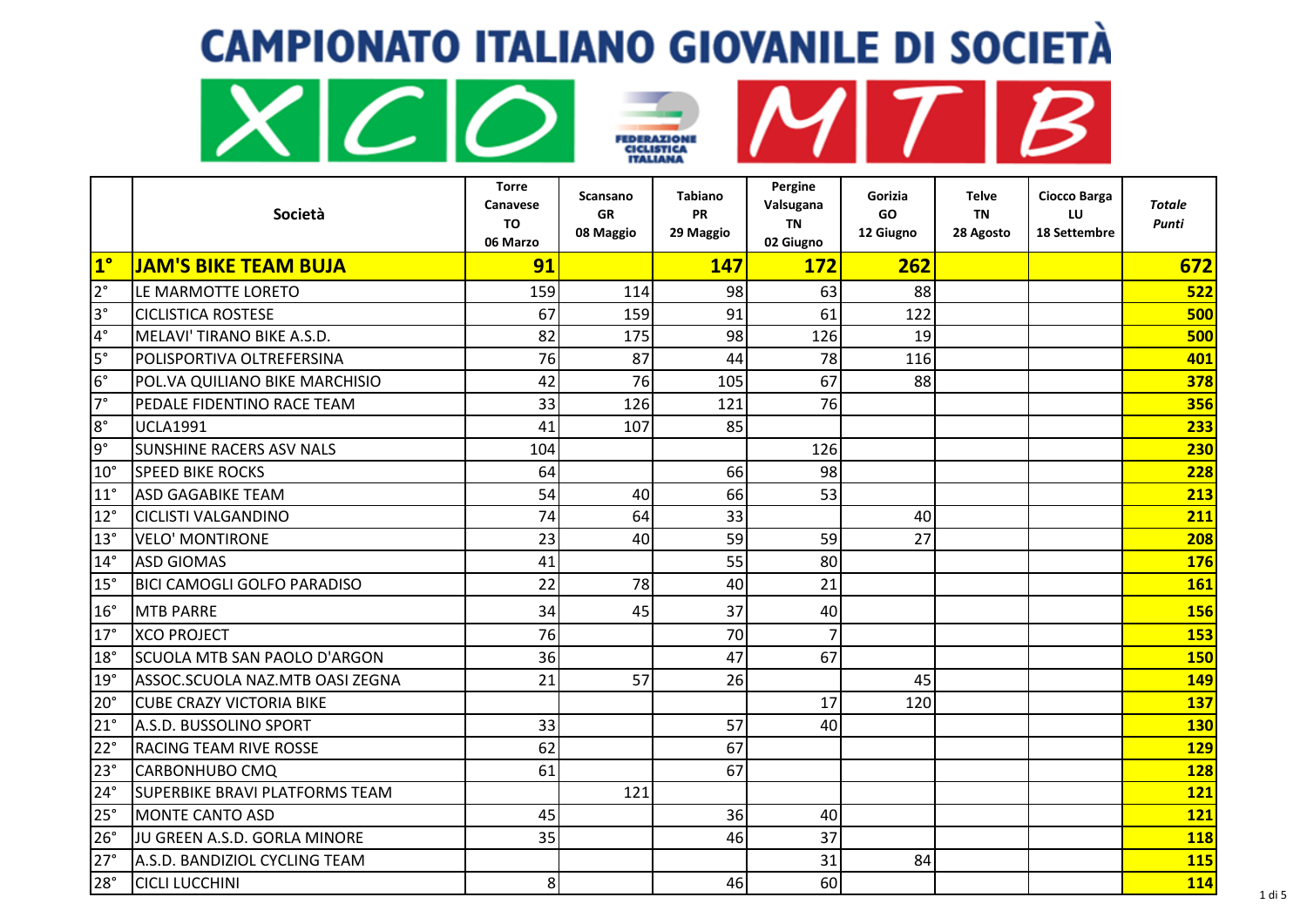# CAMPIONATO ITALIANO GIOVANILE DI SOCIETÀ

XCO MTB

|  | Società | Torre Canavese TO 06 Marzo | Scansano GR 08 Maggio | Tabiano PR 29 Maggio | Pergine Valsugana TN 02 Giugno | Gorizia GO 12 Giugno | Telve TN 28 Agosto | Ciocco Barga LU 18 Settembre | *Totale Punti* |
|---|---|---|---|---|---|---|---|---|---|
| **1°** | **JAM'S BIKE TEAM BUJA** | **91** |  | **147** | **172** | **262** |  |  | **672** |
| 2° | LE MARMOTTE LORETO | 159 | 114 | 98 | 63 | 88 |  |  | **522** |
| 3° | CICLISTICA ROSTESE | 67 | 159 | 91 | 61 | 122 |  |  | **500** |
| 4° | MELAVI' TIRANO BIKE A.S.D. | 82 | 175 | 98 | 126 | 19 |  |  | **500** |
| 5° | POLISPORTIVA OLTREFERSINA | 76 | 87 | 44 | 78 | 116 |  |  | **401** |
| 6° | POL.VA QUILIANO BIKE MARCHISIO | 42 | 76 | 105 | 67 | 88 |  |  | **378** |
| 7° | PEDALE FIDENTINO RACE TEAM | 33 | 126 | 121 | 76 |  |  |  | **356** |
| 8° | UCLA1991 | 41 | 107 | 85 |  |  |  |  | **233** |
| 9° | SUNSHINE RACERS ASV NALS | 104 |  |  | 126 |  |  |  | **230** |
| 10° | SPEED BIKE ROCKS | 64 |  | 66 | 98 |  |  |  | **228** |
| 11° | ASD GAGABIKE TEAM | 54 | 40 | 66 | 53 |  |  |  | **213** |
| 12° | CICLISTI VALGANDINO | 74 | 64 | 33 |  | 40 |  |  | **211** |
| 13° | VELO' MONTIRONE | 23 | 40 | 59 | 59 | 27 |  |  | **208** |
| 14° | ASD GIOMAS | 41 |  | 55 | 80 |  |  |  | **176** |
| 15° | BICI CAMOGLI GOLFO PARADISO | 22 | 78 | 40 | 21 |  |  |  | **161** |
| 16° | MTB PARRE | 34 | 45 | 37 | 40 |  |  |  | **156** |
| 17° | XCO PROJECT | 76 |  | 70 | 7 |  |  |  | **153** |
| 18° | SCUOLA MTB SAN PAOLO D'ARGON | 36 |  | 47 | 67 |  |  |  | **150** |
| 19° | ASSOC.SCUOLA NAZ.MTB OASI ZEGNA | 21 | 57 | 26 |  | 45 |  |  | **149** |
| 20° | CUBE CRAZY VICTORIA BIKE |  |  |  | 17 | 120 |  |  | **137** |
| 21° | A.S.D. BUSSOLINO SPORT | 33 |  | 57 | 40 |  |  |  | **130** |
| 22° | RACING TEAM RIVE ROSSE | 62 |  | 67 |  |  |  |  | **129** |
| 23° | CARBONHUBO CMQ | 61 |  | 67 |  |  |  |  | **128** |
| 24° | SUPERBIKE BRAVI PLATFORMS TEAM |  | 121 |  |  |  |  |  | **121** |
| 25° | MONTE CANTO ASD | 45 |  | 36 | 40 |  |  |  | **121** |
| 26° | JU GREEN A.S.D. GORLA MINORE | 35 |  | 46 | 37 |  |  |  | **118** |
| 27° | A.S.D. BANDIZIOL CYCLING TEAM |  |  |  | 31 | 84 |  |  | **115** |
| 28° | CICLI LUCCHINI | 8 |  | 46 | 60 |  |  |  | **114** |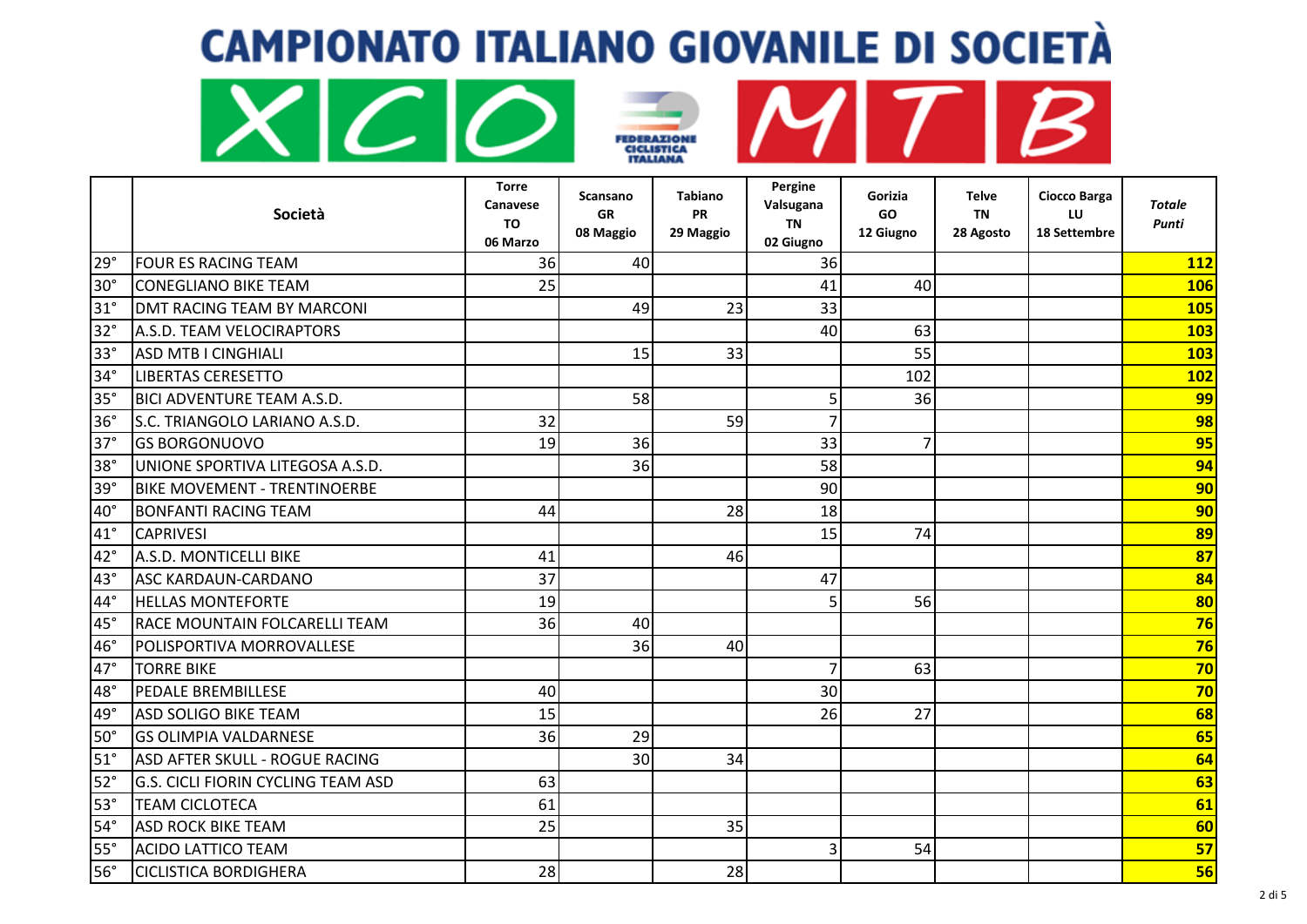# CAMPIONATO ITALIANO GIOVANILE DI SOCIETÀ

XCO MTB

FEDERAZIONE CICLISTICA ITALIANA

| | Società | Torre Canavese TO 06 Marzo | Scansano GR 08 Maggio | Tabiano PR 29 Maggio | Pergine Valsugana TN 02 Giugno | Gorizia GO 12 Giugno | Telve TN 28 Agosto | Ciocco Barga LU 18 Settembre | *Totale Punti* |
|---|---|---|---|---|---|---|---|---|---|
| 29° | FOUR ES RACING TEAM | 36 | 40 | | 36 | | | | **112** |
| 30° | CONEGLIANO BIKE TEAM | 25 | | | 41 | 40 | | | **106** |
| 31° | DMT RACING TEAM BY MARCONI | | 49 | 23 | 33 | | | | **105** |
| 32° | A.S.D. TEAM VELOCIRAPTORS | | | | 40 | 63 | | | **103** |
| 33° | ASD MTB I CINGHIALI | | 15 | 33 | | 55 | | | **103** |
| 34° | LIBERTAS CERESETTO | | | | | 102 | | | **102** |
| 35° | BICI ADVENTURE TEAM A.S.D. | | 58 | | 5 | 36 | | | **99** |
| 36° | S.C. TRIANGOLO LARIANO A.S.D. | 32 | | 59 | 7 | | | | **98** |
| 37° | GS BORGONUOVO | 19 | 36 | | 33 | 7 | | | **95** |
| 38° | UNIONE SPORTIVA LITEGOSA A.S.D. | | 36 | | 58 | | | | **94** |
| 39° | BIKE MOVEMENT - TRENTINOERBE | | | | 90 | | | | **90** |
| 40° | BONFANTI RACING TEAM | 44 | | 28 | 18 | | | | **90** |
| 41° | CAPRIVESI | | | | 15 | 74 | | | **89** |
| 42° | A.S.D. MONTICELLI BIKE | 41 | | 46 | | | | | **87** |
| 43° | ASC KARDAUN-CARDANO | 37 | | | 47 | | | | **84** |
| 44° | HELLAS MONTEFORTE | 19 | | | 5 | 56 | | | **80** |
| 45° | RACE MOUNTAIN FOLCARELLI TEAM | 36 | 40 | | | | | | **76** |
| 46° | POLISPORTIVA MORROVALLESE | | 36 | 40 | | | | | **76** |
| 47° | TORRE BIKE | | | | 7 | 63 | | | **70** |
| 48° | PEDALE BREMBILLESE | 40 | | | 30 | | | | **70** |
| 49° | ASD SOLIGO BIKE TEAM | 15 | | | 26 | 27 | | | **68** |
| 50° | GS OLIMPIA VALDARNESE | 36 | 29 | | | | | | **65** |
| 51° | ASD AFTER SKULL - ROGUE RACING | | 30 | 34 | | | | | **64** |
| 52° | G.S. CICLI FIORIN CYCLING TEAM ASD | 63 | | | | | | | **63** |
| 53° | TEAM CICLOTECA | 61 | | | | | | | **61** |
| 54° | ASD ROCK BIKE TEAM | 25 | | 35 | | | | | **60** |
| 55° | ACIDO LATTICO TEAM | | | | 3 | 54 | | | **57** |
| 56° | CICLISTICA BORDIGHERA | 28 | | 28 | | | | | **56** |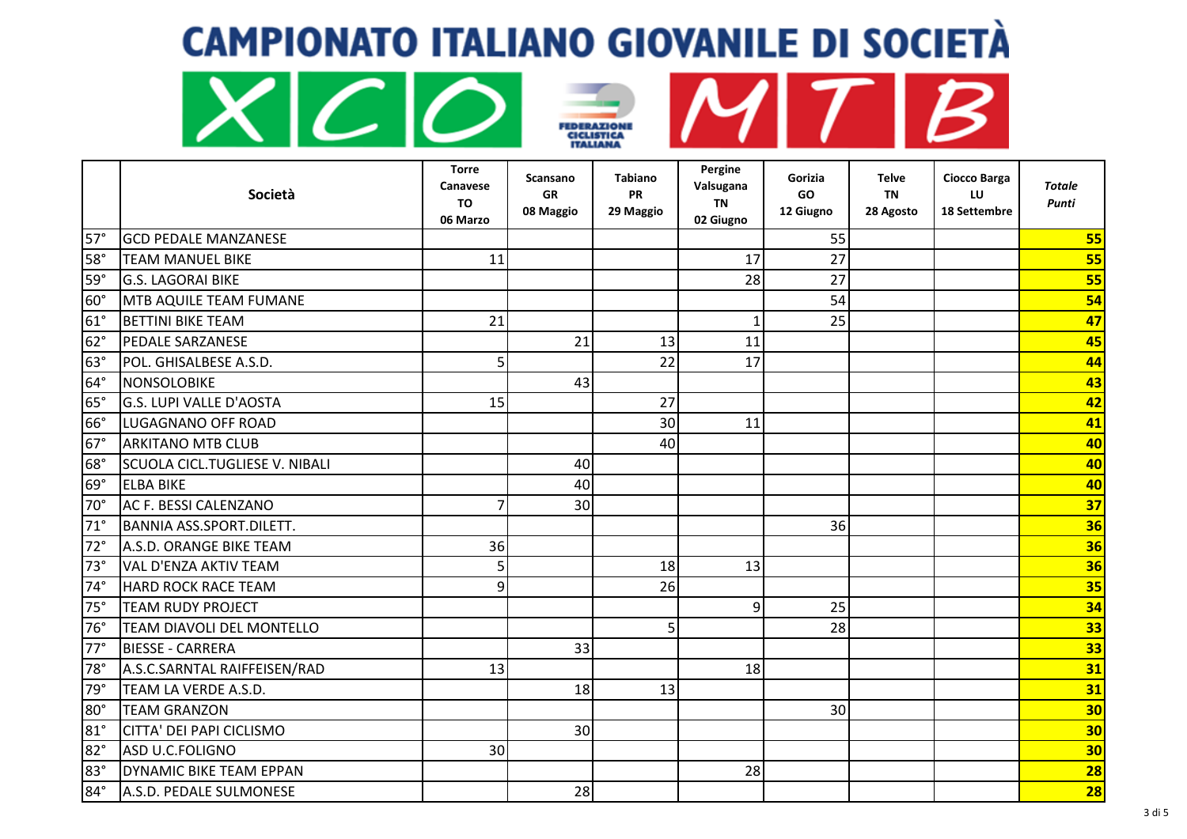# CAMPIONATO ITALIANO GIOVANILE DI SOCIETÀ

XCO MTB

FEDERAZIONE CICLISTICA ITALIANA

| | Società | Torre Canavese TO 06 Marzo | Scansano GR 08 Maggio | Tabiano PR 29 Maggio | Pergine Valsugana TN 02 Giugno | Gorizia GO 12 Giugno | Telve TN 28 Agosto | Ciocco Barga LU 18 Settembre | *Totale Punti* |
|---|---|---|---|---|---|---|---|---|---|
| 57° | GCD PEDALE MANZANESE | | | | | 55 | | | **55** |
| 58° | TEAM MANUEL BIKE | 11 | | | 17 | 27 | | | **55** |
| 59° | G.S. LAGORAI BIKE | | | | 28 | 27 | | | **55** |
| 60° | MTB AQUILE TEAM FUMANE | | | | | 54 | | | **54** |
| 61° | BETTINI BIKE TEAM | 21 | | | 1 | 25 | | | **47** |
| 62° | PEDALE SARZANESE | | 21 | 13 | 11 | | | | **45** |
| 63° | POL. GHISALBESE A.S.D. | 5 | | 22 | 17 | | | | **44** |
| 64° | NONSOLOBIKE | | 43 | | | | | | **43** |
| 65° | G.S. LUPI VALLE D'AOSTA | 15 | | 27 | | | | | **42** |
| 66° | LUGAGNANO OFF ROAD | | | 30 | 11 | | | | **41** |
| 67° | ARKITANO MTB CLUB | | | 40 | | | | | **40** |
| 68° | SCUOLA CICL.TUGLIESE V. NIBALI | | 40 | | | | | | **40** |
| 69° | ELBA BIKE | | 40 | | | | | | **40** |
| 70° | AC F. BESSI CALENZANO | 7 | 30 | | | | | | **37** |
| 71° | BANNIA ASS.SPORT.DILETT. | | | | | 36 | | | **36** |
| 72° | A.S.D. ORANGE BIKE TEAM | 36 | | | | | | | **36** |
| 73° | VAL D'ENZA AKTIV TEAM | 5 | | 18 | 13 | | | | **36** |
| 74° | HARD ROCK RACE TEAM | 9 | | 26 | | | | | **35** |
| 75° | TEAM RUDY PROJECT | | | | 9 | 25 | | | **34** |
| 76° | TEAM DIAVOLI DEL MONTELLO | | | 5 | | 28 | | | **33** |
| 77° | BIESSE - CARRERA | | 33 | | | | | | **33** |
| 78° | A.S.C.SARNTAL RAIFFEISEN/RAD | 13 | | | 18 | | | | **31** |
| 79° | TEAM LA VERDE A.S.D. | | 18 | 13 | | | | | **31** |
| 80° | TEAM GRANZON | | | | | 30 | | | **30** |
| 81° | CITTA' DEI PAPI CICLISMO | | 30 | | | | | | **30** |
| 82° | ASD U.C.FOLIGNO | 30 | | | | | | | **30** |
| 83° | DYNAMIC BIKE TEAM EPPAN | | | | 28 | | | | **28** |
| 84° | A.S.D. PEDALE SULMONESE | | 28 | | | | | | **28** |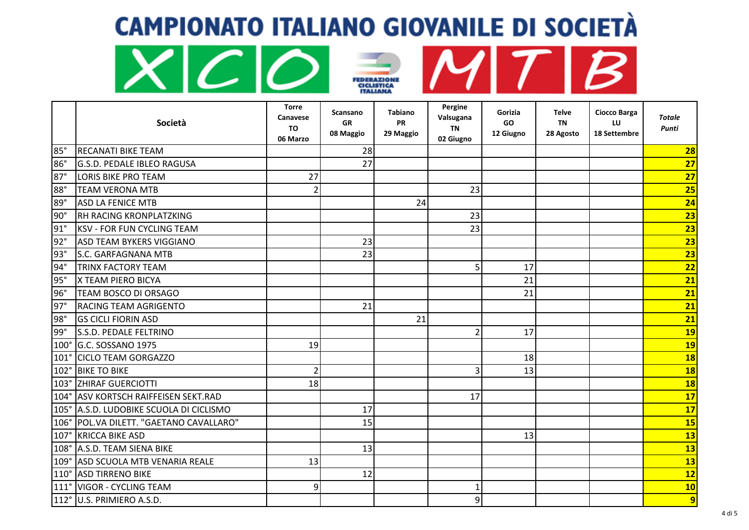# CAMPIONATO ITALIANO GIOVANILE DI SOCIETÀ

XCO MTB

FEDERAZIONE CICLISTICA ITALIANA

| | Società | Torre Canavese TO 06 Marzo | Scansano GR 08 Maggio | Tabiano PR 29 Maggio | Pergine Valsugana TN 02 Giugno | Gorizia GO 12 Giugno | Telve TN 28 Agosto | Ciocco Barga LU 18 Settembre | *Totale Punti* |
|---|---|---|---|---|---|---|---|---|---|
| 85° | RECANATI BIKE TEAM | | 28 | | | | | | **28** |
| 86° | G.S.D. PEDALE IBLEO RAGUSA | | 27 | | | | | | **27** |
| 87° | LORIS BIKE PRO TEAM | 27 | | | | | | | **27** |
| 88° | TEAM VERONA MTB | 2 | | | 23 | | | | **25** |
| 89° | ASD LA FENICE MTB | | | 24 | | | | | **24** |
| 90° | RH RACING KRONPLATZKING | | | | 23 | | | | **23** |
| 91° | KSV - FOR FUN CYCLING TEAM | | | | 23 | | | | **23** |
| 92° | ASD TEAM BYKERS VIGGIANO | | 23 | | | | | | **23** |
| 93° | S.C. GARFAGNANA MTB | | 23 | | | | | | **23** |
| 94° | TRINX FACTORY TEAM | | | | 5 | 17 | | | **22** |
| 95° | X TEAM PIERO BICYA | | | | | 21 | | | **21** |
| 96° | TEAM BOSCO DI ORSAGO | | | | | 21 | | | **21** |
| 97° | RACING TEAM AGRIGENTO | | 21 | | | | | | **21** |
| 98° | GS CICLI FIORIN ASD | | | 21 | | | | | **21** |
| 99° | S.S.D. PEDALE FELTRINO | | | | 2 | 17 | | | **19** |
| 100° | G.C. SOSSANO 1975 | 19 | | | | | | | **19** |
| 101° | CICLO TEAM GORGAZZO | | | | | 18 | | | **18** |
| 102° | BIKE TO BIKE | 2 | | | 3 | 13 | | | **18** |
| 103° | ZHIRAF GUERCIOTTI | 18 | | | | | | | **18** |
| 104° | ASV KORTSCH RAIFFEISEN SEKT.RAD | | | | 17 | | | | **17** |
| 105° | A.S.D. LUDOBIKE SCUOLA DI CICLISMO | | 17 | | | | | | **17** |
| 106° | POL.VA DILETT. "GAETANO CAVALLARO" | | 15 | | | | | | **15** |
| 107° | KRICCA BIKE ASD | | | | | 13 | | | **13** |
| 108° | A.S.D. TEAM SIENA BIKE | | 13 | | | | | | **13** |
| 109° | ASD SCUOLA MTB VENARIA REALE | 13 | | | | | | | **13** |
| 110° | ASD TIRRENO BIKE | | 12 | | | | | | **12** |
| 111° | VIGOR - CYCLING TEAM | 9 | | | 1 | | | | **10** |
| 112° | U.S. PRIMIERO A.S.D. | | | | 9 | | | | **9** |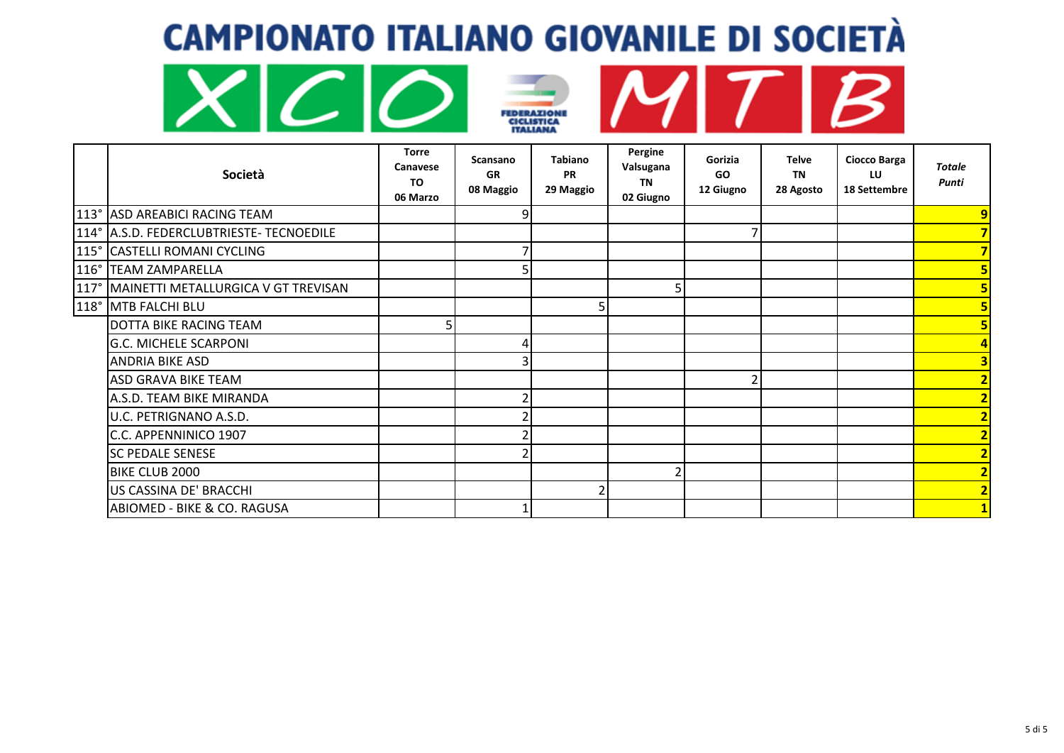# CAMPIONATO ITALIANO GIOVANILE DI SOCIETÀ

XCO MTB

FEDERAZIONE CICLISTICA ITALIANA

| | Società | Torre Canavese TO 06 Marzo | Scansano GR 08 Maggio | Tabiano PR 29 Maggio | Pergine Valsugana TN 02 Giugno | Gorizia GO 12 Giugno | Telve TN 28 Agosto | Ciocco Barga LU 18 Settembre | *Totale Punti* |
|---|---|---|---|---|---|---|---|---|---|
| 113° | ASD AREABICI RACING TEAM | | 9 | | | | | | 9 |
| 114° | A.S.D. FEDERCLUBTRIESTE- TECNOEDILE | | | | | 7 | | | 7 |
| 115° | CASTELLI ROMANI CYCLING | | 7 | | | | | | 7 |
| 116° | TEAM ZAMPARELLA | | 5 | | | | | | 5 |
| 117° | MAINETTI METALLURGICA V GT TREVISAN | | | | 5 | | | | 5 |
| 118° | MTB FALCHI BLU | | | 5 | | | | | 5 |
| | DOTTA BIKE RACING TEAM | 5 | | | | | | | 5 |
| | G.C. MICHELE SCARPONI | | 4 | | | | | | 4 |
| | ANDRIA BIKE ASD | | 3 | | | | | | 3 |
| | ASD GRAVA BIKE TEAM | | | | | 2 | | | 2 |
| | A.S.D. TEAM BIKE MIRANDA | | 2 | | | | | | 2 |
| | U.C. PETRIGNANO A.S.D. | | 2 | | | | | | 2 |
| | C.C. APPENNINICO 1907 | | 2 | | | | | | 2 |
| | SC PEDALE SENESE | | 2 | | | | | | 2 |
| | BIKE CLUB 2000 | | | | 2 | | | | 2 |
| | US CASSINA DE' BRACCHI | | | 2 | | | | | 2 |
| | ABIOMED - BIKE & CO. RAGUSA | | 1 | | | | | | 1 |